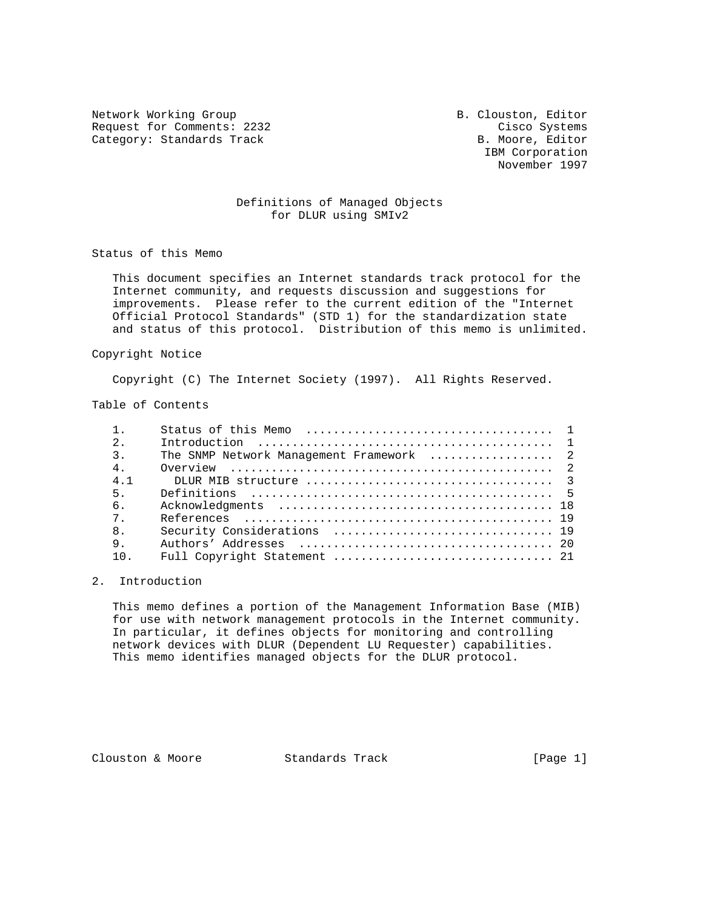Network Working Group B. Clouston, Editor
Request for Comments: 2232 Cisco Systems
Category: Standards Track B. Moore, Editor
IBM Corporation
November 1997

# Definitions of Managed Objects for DLUR using SMIv2

## Status of this Memo

This document specifies an Internet standards track protocol for the Internet community, and requests discussion and suggestions for improvements. Please refer to the current edition of the "Internet Official Protocol Standards" (STD 1) for the standardization state and status of this protocol. Distribution of this memo is unlimited.

## Copyright Notice

Copyright (C) The Internet Society (1997). All Rights Reserved.

## Table of Contents

```
1.     Status of this Memo  ...................................  1
2.     Introduction  ..........................................  1
3.     The SNMP Network Management Framework  .................  2
4.     Overview  ..............................................  2
4.1      DLUR MIB structure ...................................  3
5.     Definitions  ...........................................  5
6.     Acknowledgments  ....................................... 18
7.     References  ............................................ 19
8.     Security Considerations  ............................... 19
9.     Authors' Addresses  .................................... 20
10.    Full Copyright Statement ............................... 21
```

## 2. Introduction

This memo defines a portion of the Management Information Base (MIB) for use with network management protocols in the Internet community. In particular, it defines objects for monitoring and controlling network devices with DLUR (Dependent LU Requester) capabilities. This memo identifies managed objects for the DLUR protocol.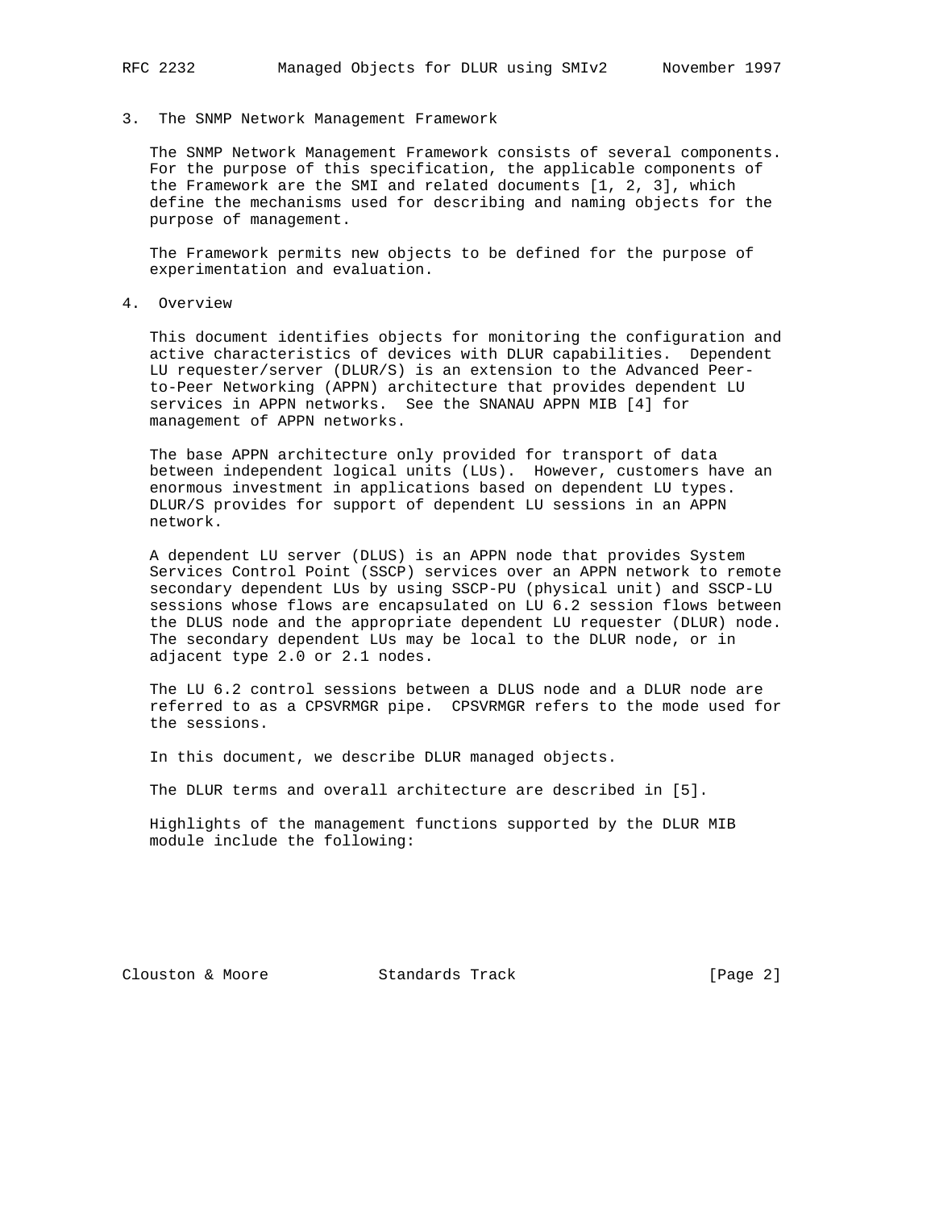## 3. The SNMP Network Management Framework

The SNMP Network Management Framework consists of several components. For the purpose of this specification, the applicable components of the Framework are the SMI and related documents [1, 2, 3], which define the mechanisms used for describing and naming objects for the purpose of management.

The Framework permits new objects to be defined for the purpose of experimentation and evaluation.

## 4. Overview

This document identifies objects for monitoring the configuration and active characteristics of devices with DLUR capabilities. Dependent LU requester/server (DLUR/S) is an extension to the Advanced Peer-to-Peer Networking (APPN) architecture that provides dependent LU services in APPN networks. See the SNANAU APPN MIB [4] for management of APPN networks.

The base APPN architecture only provided for transport of data between independent logical units (LUs). However, customers have an enormous investment in applications based on dependent LU types. DLUR/S provides for support of dependent LU sessions in an APPN network.

A dependent LU server (DLUS) is an APPN node that provides System Services Control Point (SSCP) services over an APPN network to remote secondary dependent LUs by using SSCP-PU (physical unit) and SSCP-LU sessions whose flows are encapsulated on LU 6.2 session flows between the DLUS node and the appropriate dependent LU requester (DLUR) node. The secondary dependent LUs may be local to the DLUR node, or in adjacent type 2.0 or 2.1 nodes.

The LU 6.2 control sessions between a DLUS node and a DLUR node are referred to as a CPSVRMGR pipe. CPSVRMGR refers to the mode used for the sessions.

In this document, we describe DLUR managed objects.

The DLUR terms and overall architecture are described in [5].

Highlights of the management functions supported by the DLUR MIB module include the following: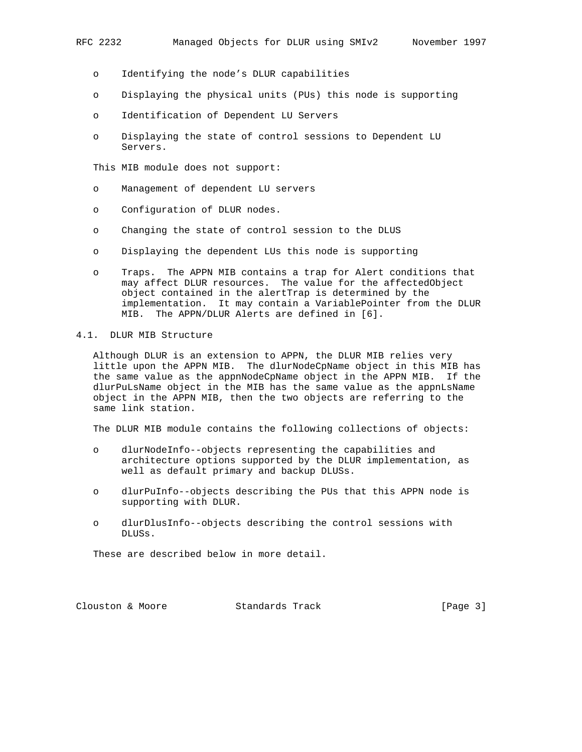- Identifying the node's DLUR capabilities

- Displaying the physical units (PUs) this node is supporting

- Identification of Dependent LU Servers

- Displaying the state of control sessions to Dependent LU Servers.

This MIB module does not support:

- Management of dependent LU servers

- Configuration of DLUR nodes.

- Changing the state of control session to the DLUS

- Displaying the dependent LUs this node is supporting

- Traps. The APPN MIB contains a trap for Alert conditions that may affect DLUR resources. The value for the affectedObject object contained in the alertTrap is determined by the implementation. It may contain a VariablePointer from the DLUR MIB. The APPN/DLUR Alerts are defined in [6].

### 4.1. DLUR MIB Structure

Although DLUR is an extension to APPN, the DLUR MIB relies very little upon the APPN MIB. The dlurNodeCpName object in this MIB has the same value as the appnNodeCpName object in the APPN MIB. If the dlurPuLsName object in the MIB has the same value as the appnLsName object in the APPN MIB, then the two objects are referring to the same link station.

The DLUR MIB module contains the following collections of objects:

- dlurNodeInfo--objects representing the capabilities and architecture options supported by the DLUR implementation, as well as default primary and backup DLUSs.

- dlurPuInfo--objects describing the PUs that this APPN node is supporting with DLUR.

- dlurDlusInfo--objects describing the control sessions with DLUSs.

These are described below in more detail.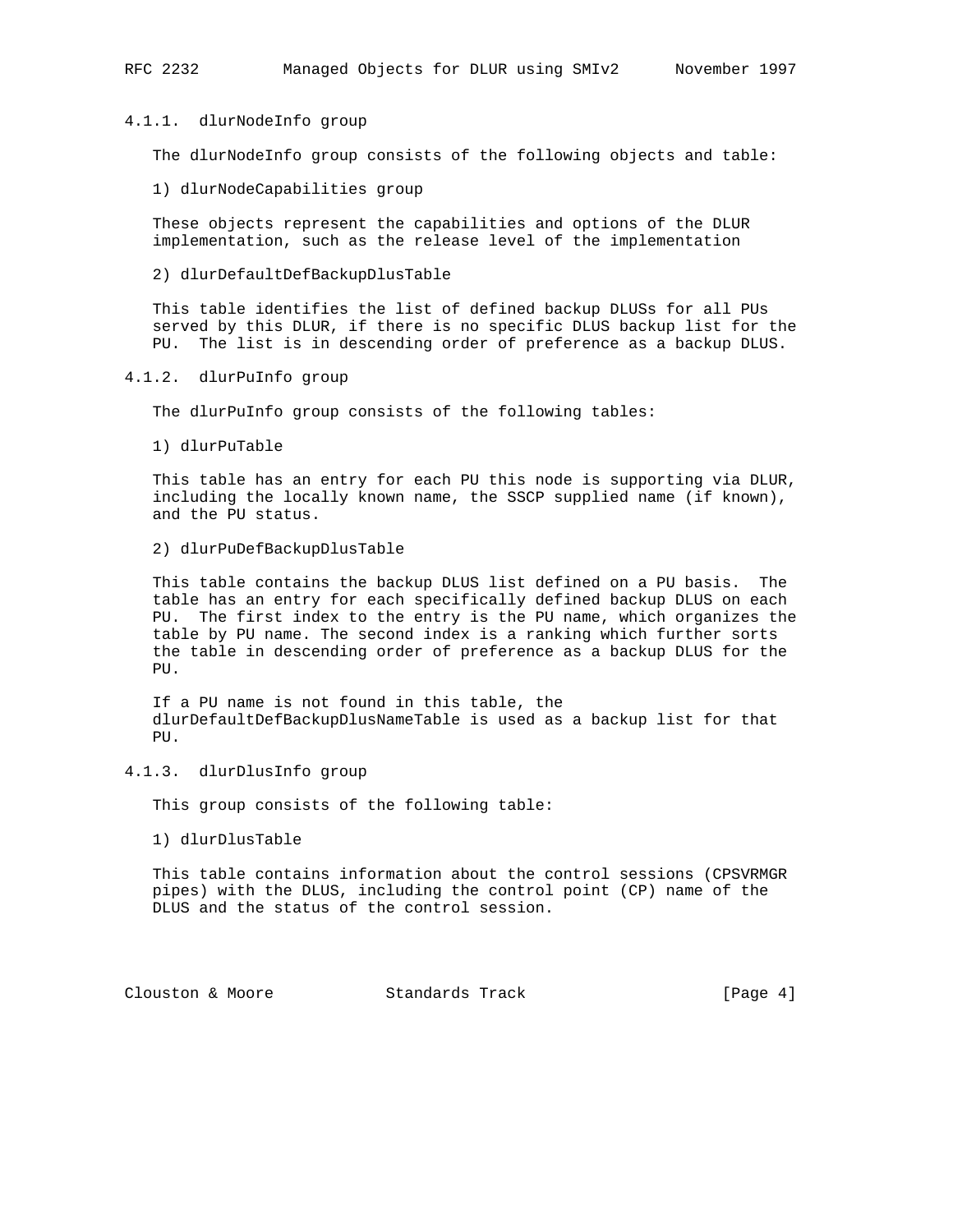### 4.1.1. dlurNodeInfo group

The dlurNodeInfo group consists of the following objects and table:

1) dlurNodeCapabilities group

These objects represent the capabilities and options of the DLUR implementation, such as the release level of the implementation

2) dlurDefaultDefBackupDlusTable

This table identifies the list of defined backup DLUSs for all PUs served by this DLUR, if there is no specific DLUS backup list for the PU. The list is in descending order of preference as a backup DLUS.

### 4.1.2. dlurPuInfo group

The dlurPuInfo group consists of the following tables:

1) dlurPuTable

This table has an entry for each PU this node is supporting via DLUR, including the locally known name, the SSCP supplied name (if known), and the PU status.

2) dlurPuDefBackupDlusTable

This table contains the backup DLUS list defined on a PU basis. The table has an entry for each specifically defined backup DLUS on each PU. The first index to the entry is the PU name, which organizes the table by PU name. The second index is a ranking which further sorts the table in descending order of preference as a backup DLUS for the PU.

If a PU name is not found in this table, the dlurDefaultDefBackupDlusNameTable is used as a backup list for that PU.

### 4.1.3. dlurDlusInfo group

This group consists of the following table:

1) dlurDlusTable

This table contains information about the control sessions (CPSVRMGR pipes) with the DLUS, including the control point (CP) name of the DLUS and the status of the control session.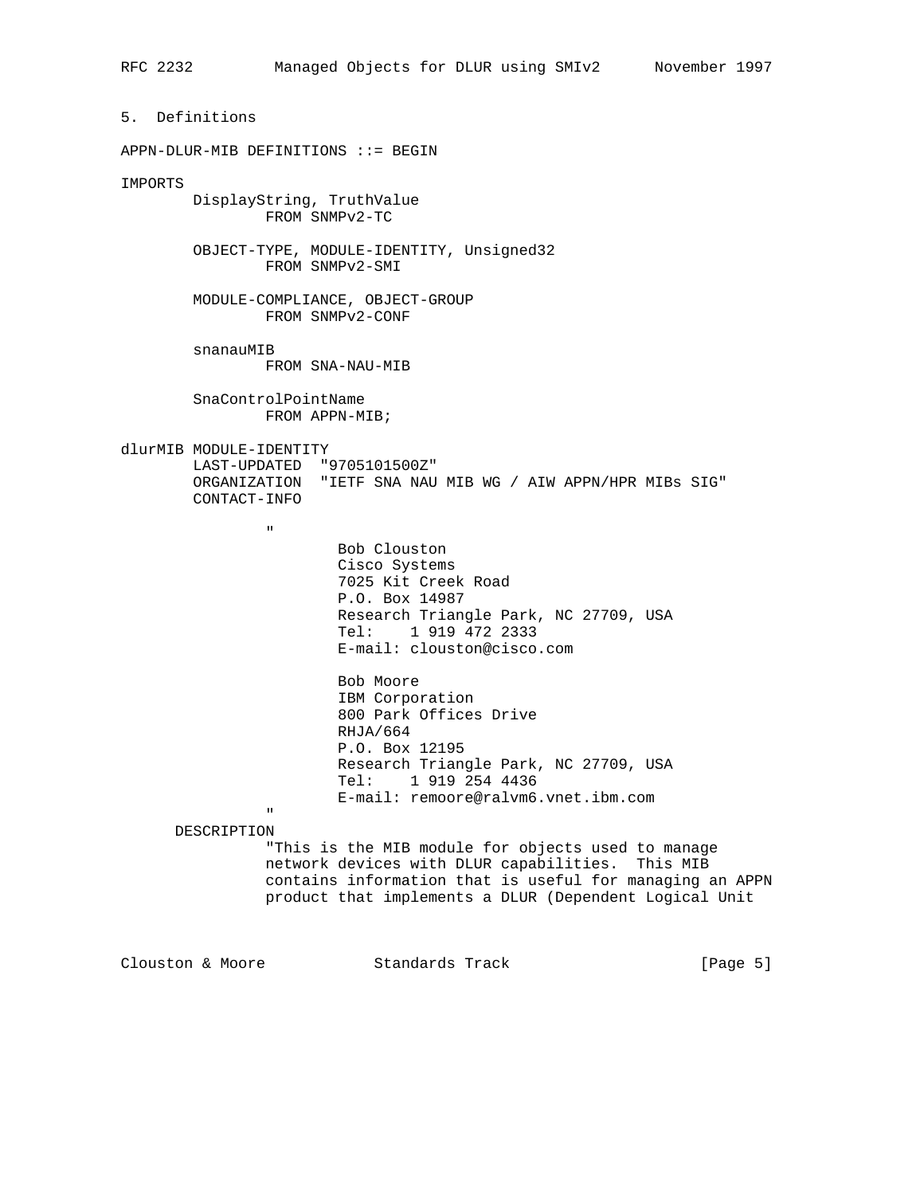## 5. Definitions

```
APPN-DLUR-MIB DEFINITIONS ::= BEGIN

IMPORTS
        DisplayString, TruthValue
                FROM SNMPv2-TC

        OBJECT-TYPE, MODULE-IDENTITY, Unsigned32
                FROM SNMPv2-SMI

        MODULE-COMPLIANCE, OBJECT-GROUP
                FROM SNMPv2-CONF

        snanauMIB
                FROM SNA-NAU-MIB

        SnaControlPointName
                FROM APPN-MIB;

dlurMIB MODULE-IDENTITY
        LAST-UPDATED  "9705101500Z"
        ORGANIZATION  "IETF SNA NAU MIB WG / AIW APPN/HPR MIBs SIG"
        CONTACT-INFO

                "
                        Bob Clouston
                        Cisco Systems
                        7025 Kit Creek Road
                        P.O. Box 14987
                        Research Triangle Park, NC 27709, USA
                        Tel:    1 919 472 2333
                        E-mail: clouston@cisco.com

                        Bob Moore
                        IBM Corporation
                        800 Park Offices Drive
                        RHJA/664
                        P.O. Box 12195
                        Research Triangle Park, NC 27709, USA
                        Tel:    1 919 254 4436
                        E-mail: remoore@ralvm6.vnet.ibm.com
                "
      DESCRIPTION
                "This is the MIB module for objects used to manage
                network devices with DLUR capabilities.  This MIB
                contains information that is useful for managing an APPN
                product that implements a DLUR (Dependent Logical Unit
```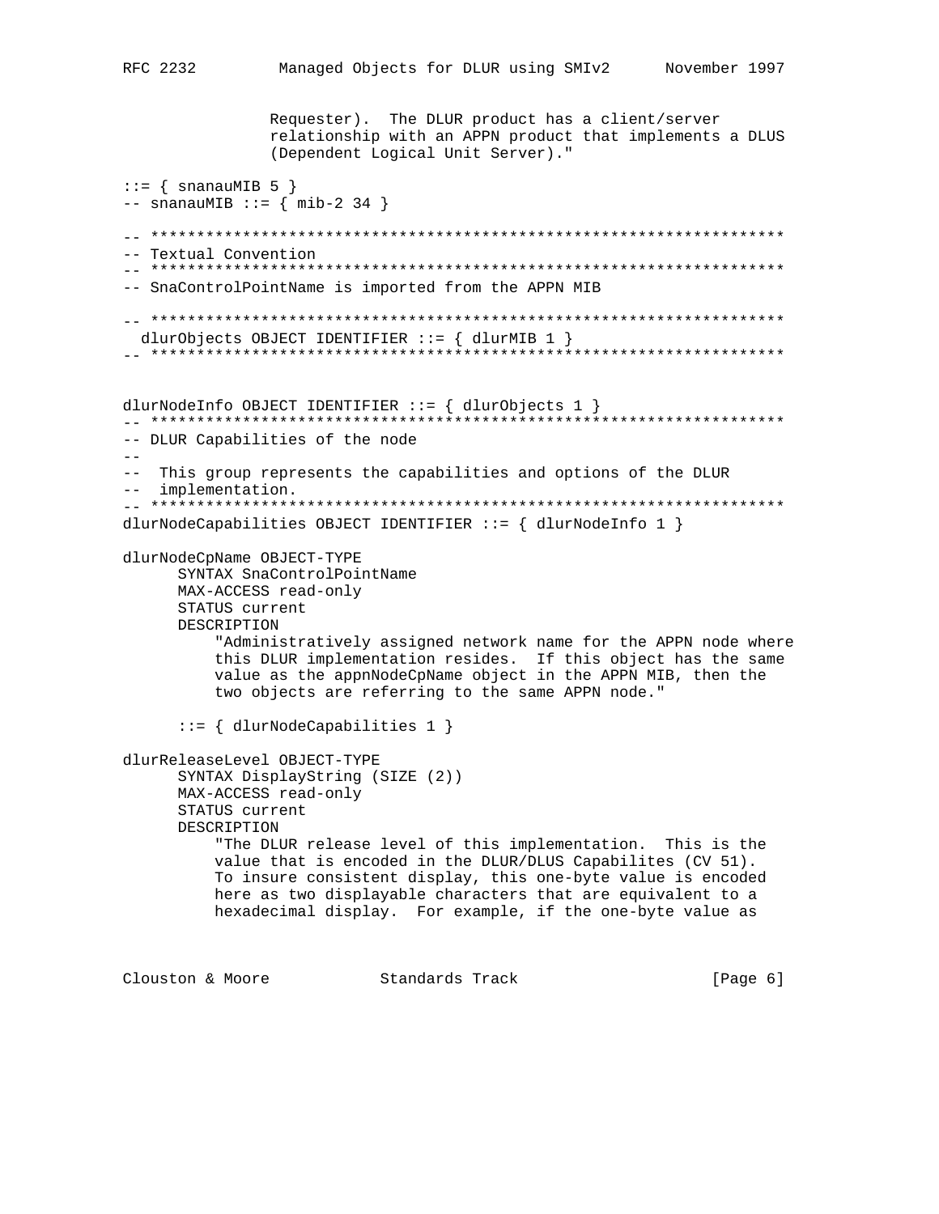```
                Requester).  The DLUR product has a client/server
                relationship with an APPN product that implements a DLUS
                (Dependent Logical Unit Server)."

::= { snanauMIB 5 }
-- snanauMIB ::= { mib-2 34 }

-- *********************************************************************
-- Textual Convention
-- *********************************************************************
-- SnaControlPointName is imported from the APPN MIB

-- *********************************************************************
  dlurObjects OBJECT IDENTIFIER ::= { dlurMIB 1 }
-- *********************************************************************


dlurNodeInfo OBJECT IDENTIFIER ::= { dlurObjects 1 }
-- *********************************************************************
-- DLUR Capabilities of the node
--
--  This group represents the capabilities and options of the DLUR
--  implementation.
-- *********************************************************************
dlurNodeCapabilities OBJECT IDENTIFIER ::= { dlurNodeInfo 1 }

dlurNodeCpName OBJECT-TYPE
      SYNTAX SnaControlPointName
      MAX-ACCESS read-only
      STATUS current
      DESCRIPTION
          "Administratively assigned network name for the APPN node where
          this DLUR implementation resides.  If this object has the same
          value as the appnNodeCpName object in the APPN MIB, then the
          two objects are referring to the same APPN node."

      ::= { dlurNodeCapabilities 1 }

dlurReleaseLevel OBJECT-TYPE
      SYNTAX DisplayString (SIZE (2))
      MAX-ACCESS read-only
      STATUS current
      DESCRIPTION
          "The DLUR release level of this implementation.  This is the
          value that is encoded in the DLUR/DLUS Capabilites (CV 51).
          To insure consistent display, this one-byte value is encoded
          here as two displayable characters that are equivalent to a
          hexadecimal display.  For example, if the one-byte value as
```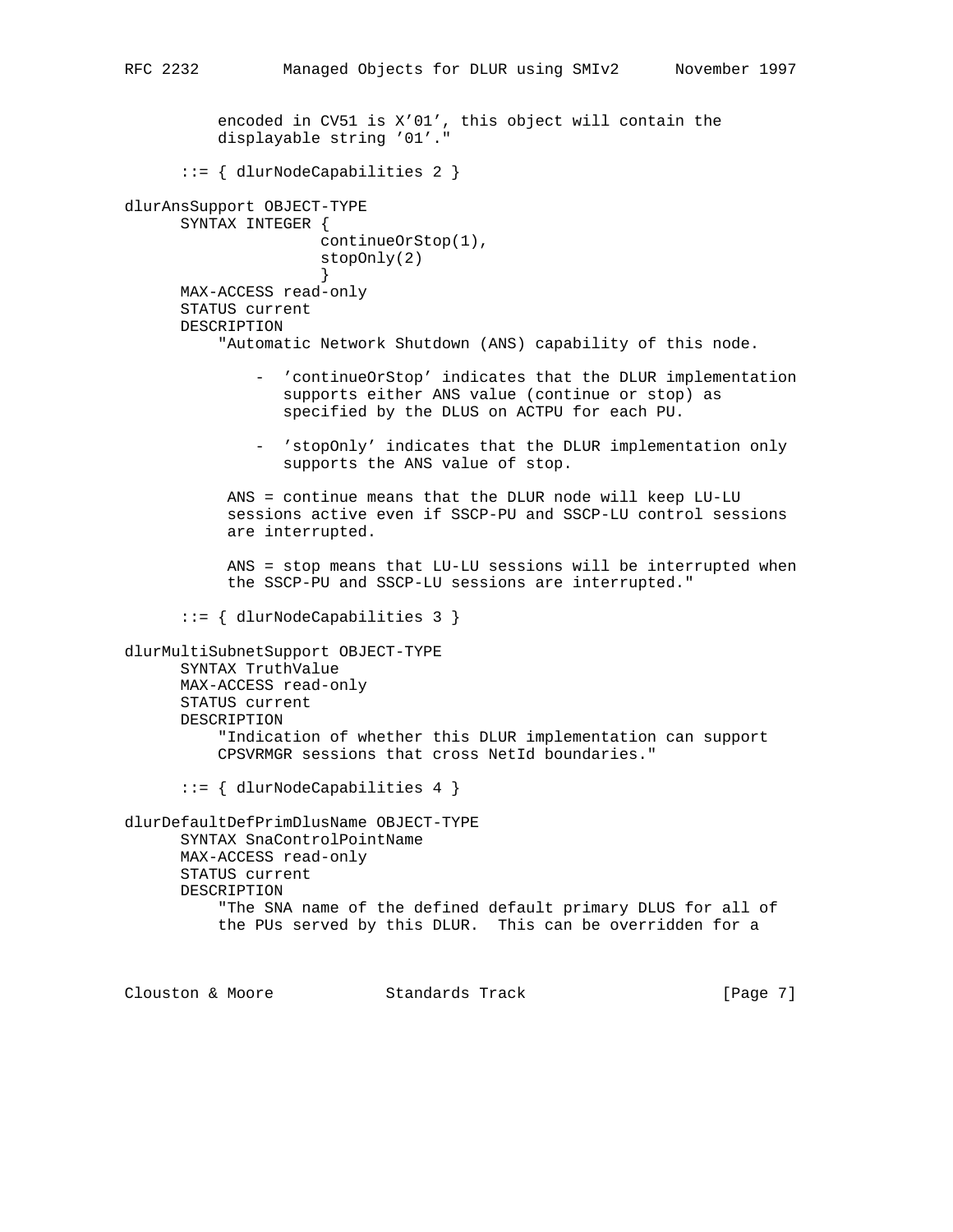```
          encoded in CV51 is X'01', this object will contain the
          displayable string '01'."

      ::= { dlurNodeCapabilities 2 }

dlurAnsSupport OBJECT-TYPE
      SYNTAX INTEGER {
                    continueOrStop(1),
                    stopOnly(2)
                    }
      MAX-ACCESS read-only
      STATUS current
      DESCRIPTION
          "Automatic Network Shutdown (ANS) capability of this node.

              - 'continueOrStop' indicates that the DLUR implementation
                 supports either ANS value (continue or stop) as
                 specified by the DLUS on ACTPU for each PU.

              - 'stopOnly' indicates that the DLUR implementation only
                 supports the ANS value of stop.

           ANS = continue means that the DLUR node will keep LU-LU
           sessions active even if SSCP-PU and SSCP-LU control sessions
           are interrupted.

           ANS = stop means that LU-LU sessions will be interrupted when
           the SSCP-PU and SSCP-LU sessions are interrupted."

      ::= { dlurNodeCapabilities 3 }

dlurMultiSubnetSupport OBJECT-TYPE
      SYNTAX TruthValue
      MAX-ACCESS read-only
      STATUS current
      DESCRIPTION
          "Indication of whether this DLUR implementation can support
          CPSVRMGR sessions that cross NetId boundaries."

      ::= { dlurNodeCapabilities 4 }

dlurDefaultDefPrimDlusName OBJECT-TYPE
      SYNTAX SnaControlPointName
      MAX-ACCESS read-only
      STATUS current
      DESCRIPTION
          "The SNA name of the defined default primary DLUS for all of
          the PUs served by this DLUR.  This can be overridden for a
```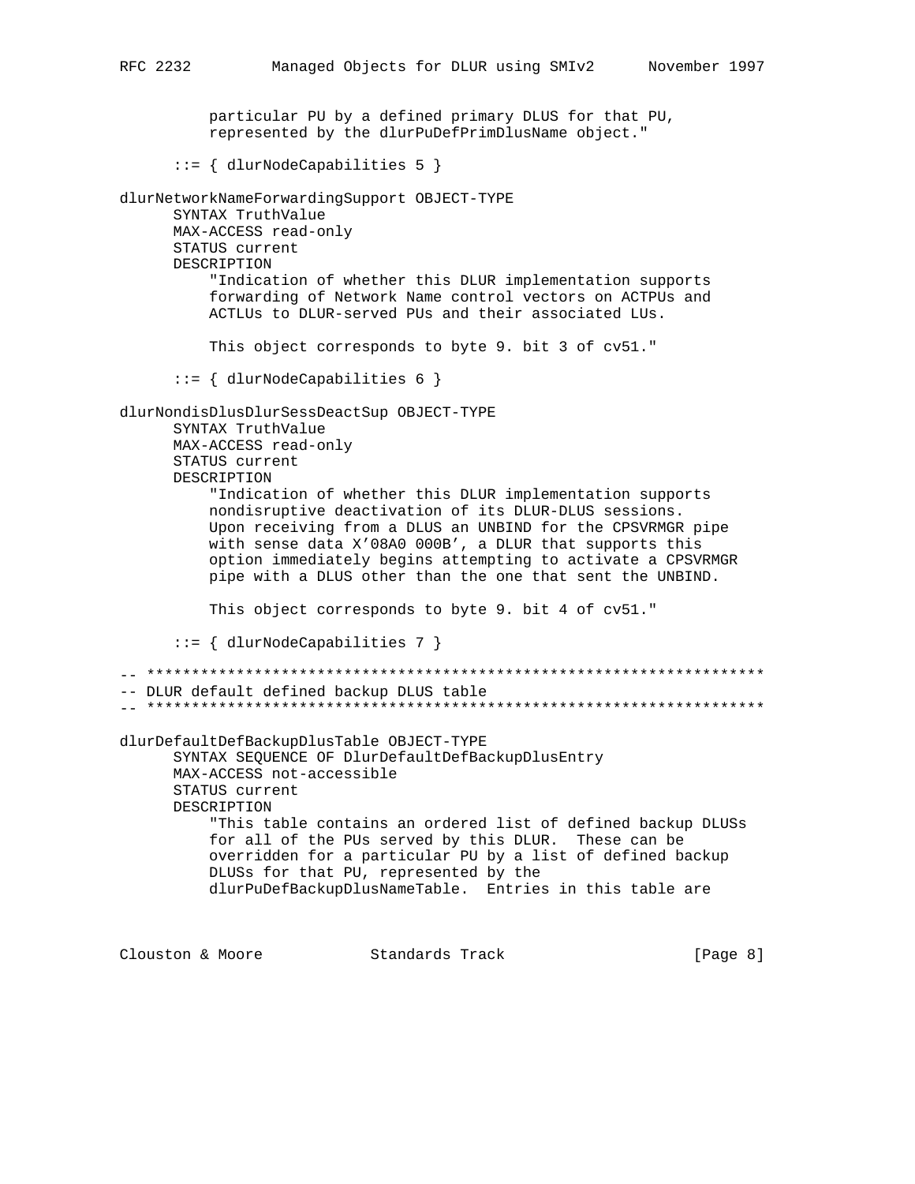```
          particular PU by a defined primary DLUS for that PU,
          represented by the dlurPuDefPrimDlusName object."

      ::= { dlurNodeCapabilities 5 }

dlurNetworkNameForwardingSupport OBJECT-TYPE
      SYNTAX TruthValue
      MAX-ACCESS read-only
      STATUS current
      DESCRIPTION
          "Indication of whether this DLUR implementation supports
          forwarding of Network Name control vectors on ACTPUs and
          ACTLUs to DLUR-served PUs and their associated LUs.

          This object corresponds to byte 9. bit 3 of cv51."

      ::= { dlurNodeCapabilities 6 }

dlurNondisDlusDlurSessDeactSup OBJECT-TYPE
      SYNTAX TruthValue
      MAX-ACCESS read-only
      STATUS current
      DESCRIPTION
          "Indication of whether this DLUR implementation supports
          nondisruptive deactivation of its DLUR-DLUS sessions.
          Upon receiving from a DLUS an UNBIND for the CPSVRMGR pipe
          with sense data X'08A0 000B', a DLUR that supports this
          option immediately begins attempting to activate a CPSVRMGR
          pipe with a DLUS other than the one that sent the UNBIND.

          This object corresponds to byte 9. bit 4 of cv51."

      ::= { dlurNodeCapabilities 7 }

-- *********************************************************************
-- DLUR default defined backup DLUS table
-- *********************************************************************

dlurDefaultDefBackupDlusTable OBJECT-TYPE
      SYNTAX SEQUENCE OF DlurDefaultDefBackupDlusEntry
      MAX-ACCESS not-accessible
      STATUS current
      DESCRIPTION
          "This table contains an ordered list of defined backup DLUSs
          for all of the PUs served by this DLUR.  These can be
          overridden for a particular PU by a list of defined backup
          DLUSs for that PU, represented by the
          dlurPuDefBackupDlusNameTable.  Entries in this table are
```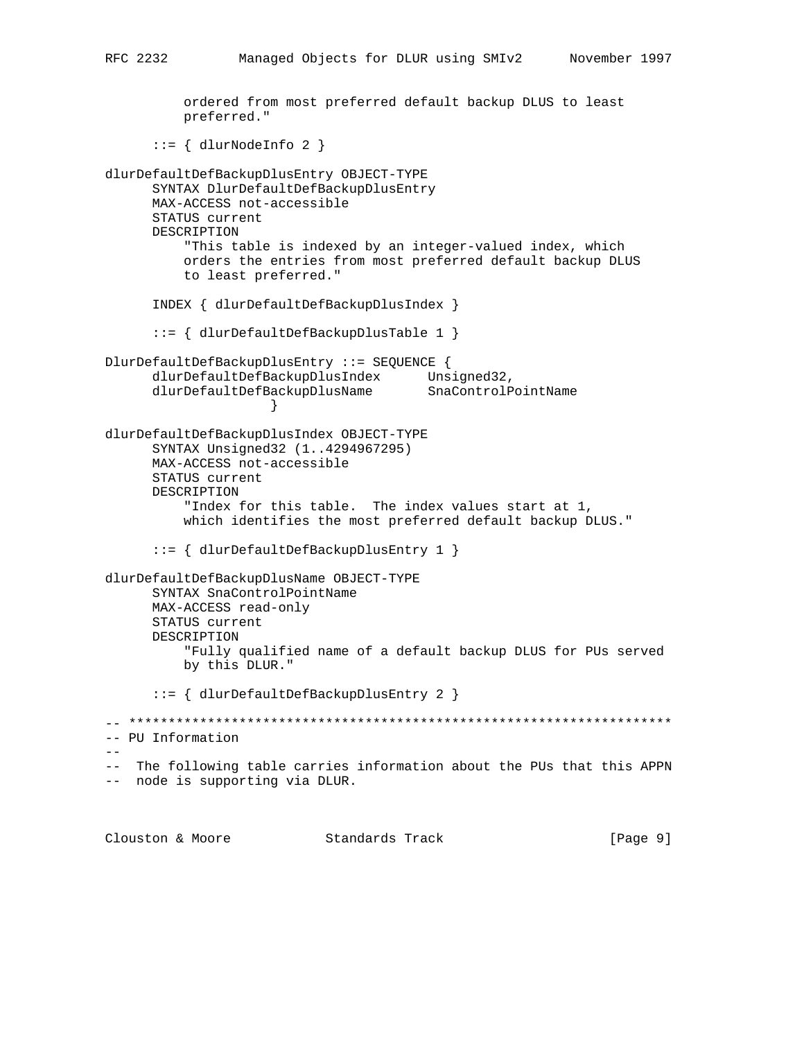```
          ordered from most preferred default backup DLUS to least
          preferred."

      ::= { dlurNodeInfo 2 }

dlurDefaultDefBackupDlusEntry OBJECT-TYPE
      SYNTAX DlurDefaultDefBackupDlusEntry
      MAX-ACCESS not-accessible
      STATUS current
      DESCRIPTION
          "This table is indexed by an integer-valued index, which
          orders the entries from most preferred default backup DLUS
          to least preferred."

      INDEX { dlurDefaultDefBackupDlusIndex }

      ::= { dlurDefaultDefBackupDlusTable 1 }

DlurDefaultDefBackupDlusEntry ::= SEQUENCE {
      dlurDefaultDefBackupDlusIndex      Unsigned32,
      dlurDefaultDefBackupDlusName       SnaControlPointName
                    }

dlurDefaultDefBackupDlusIndex OBJECT-TYPE
      SYNTAX Unsigned32 (1..4294967295)
      MAX-ACCESS not-accessible
      STATUS current
      DESCRIPTION
          "Index for this table.  The index values start at 1,
          which identifies the most preferred default backup DLUS."

      ::= { dlurDefaultDefBackupDlusEntry 1 }

dlurDefaultDefBackupDlusName OBJECT-TYPE
      SYNTAX SnaControlPointName
      MAX-ACCESS read-only
      STATUS current
      DESCRIPTION
          "Fully qualified name of a default backup DLUS for PUs served
          by this DLUR."

      ::= { dlurDefaultDefBackupDlusEntry 2 }

-- *********************************************************************
-- PU Information
--
--  The following table carries information about the PUs that this APPN
--  node is supporting via DLUR.
```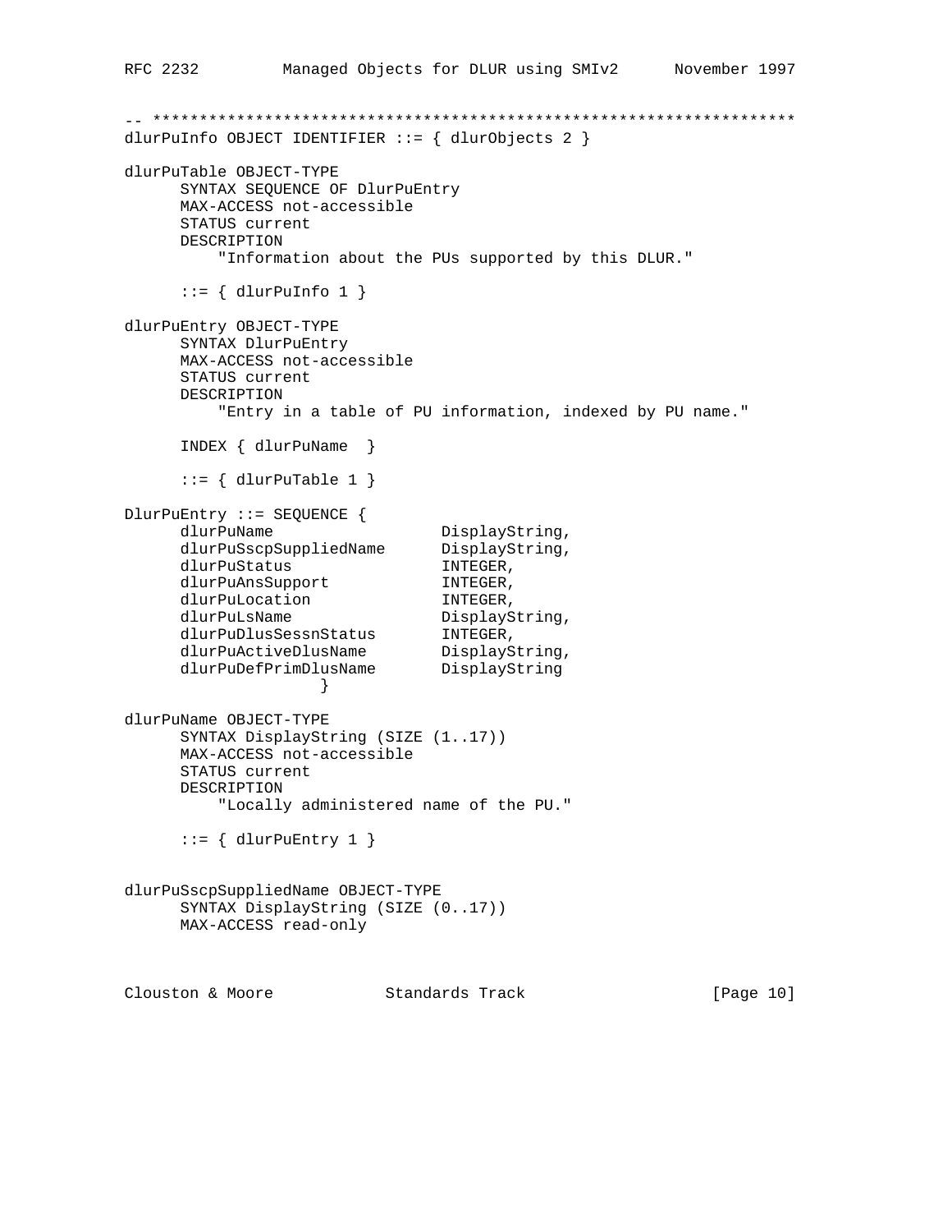```
-- *********************************************************************
dlurPuInfo OBJECT IDENTIFIER ::= { dlurObjects 2 }

dlurPuTable OBJECT-TYPE
      SYNTAX SEQUENCE OF DlurPuEntry
      MAX-ACCESS not-accessible
      STATUS current
      DESCRIPTION
          "Information about the PUs supported by this DLUR."

      ::= { dlurPuInfo 1 }

dlurPuEntry OBJECT-TYPE
      SYNTAX DlurPuEntry
      MAX-ACCESS not-accessible
      STATUS current
      DESCRIPTION
          "Entry in a table of PU information, indexed by PU name."

      INDEX { dlurPuName  }

      ::= { dlurPuTable 1 }

DlurPuEntry ::= SEQUENCE {
      dlurPuName                  DisplayString,
      dlurPuSscpSuppliedName      DisplayString,
      dlurPuStatus                INTEGER,
      dlurPuAnsSupport            INTEGER,
      dlurPuLocation              INTEGER,
      dlurPuLsName                DisplayString,
      dlurPuDlusSessnStatus       INTEGER,
      dlurPuActiveDlusName        DisplayString,
      dlurPuDefPrimDlusName       DisplayString
                    }

dlurPuName OBJECT-TYPE
      SYNTAX DisplayString (SIZE (1..17))
      MAX-ACCESS not-accessible
      STATUS current
      DESCRIPTION
          "Locally administered name of the PU."

      ::= { dlurPuEntry 1 }


dlurPuSscpSuppliedName OBJECT-TYPE
      SYNTAX DisplayString (SIZE (0..17))
      MAX-ACCESS read-only
```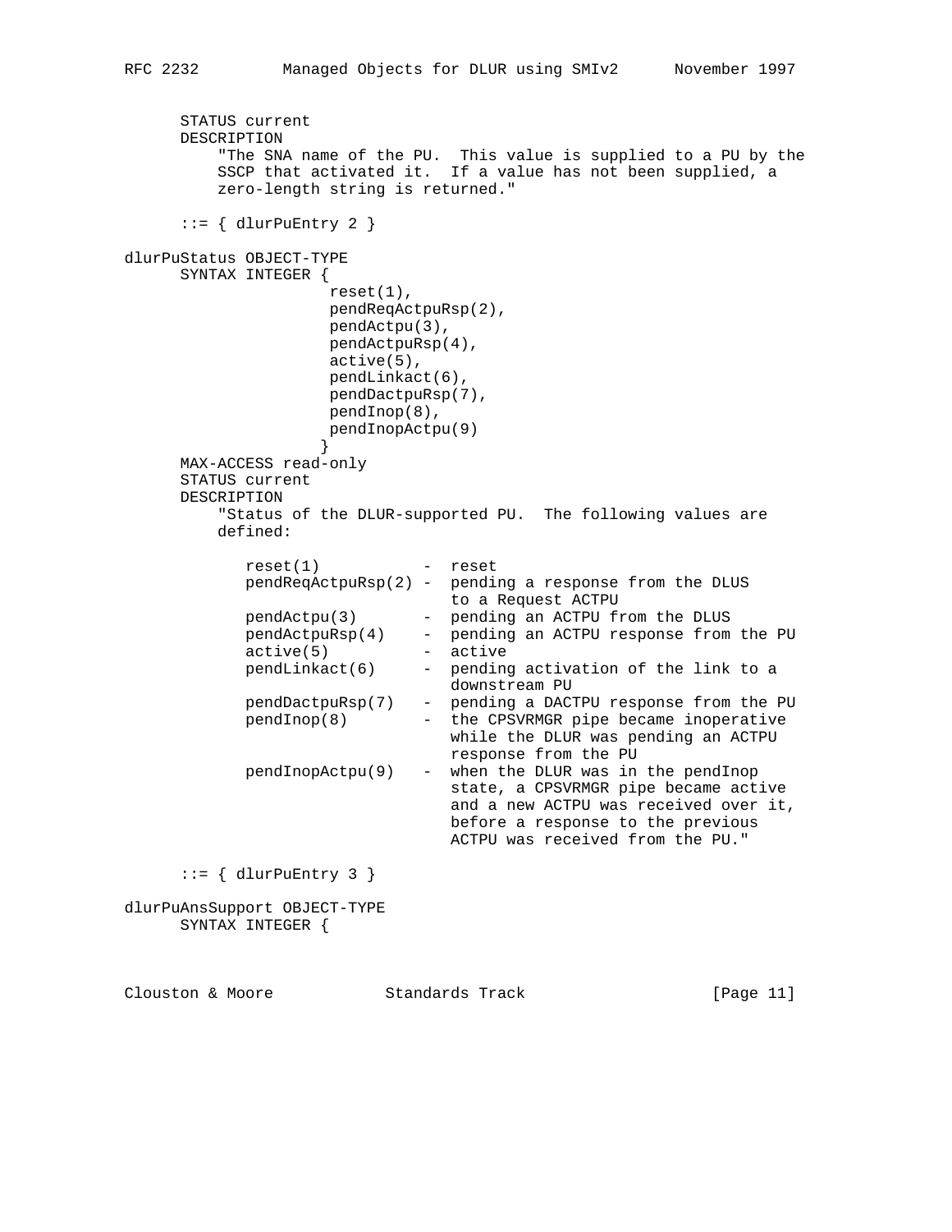```
      STATUS current
      DESCRIPTION
          "The SNA name of the PU.  This value is supplied to a PU by the
          SSCP that activated it.  If a value has not been supplied, a
          zero-length string is returned."

      ::= { dlurPuEntry 2 }

dlurPuStatus OBJECT-TYPE
      SYNTAX INTEGER {
                    reset(1),
                    pendReqActpuRsp(2),
                    pendActpu(3),
                    pendActpuRsp(4),
                    active(5),
                    pendLinkact(6),
                    pendDactpuRsp(7),
                    pendInop(8),
                    pendInopActpu(9)
                   }
      MAX-ACCESS read-only
      STATUS current
      DESCRIPTION
          "Status of the DLUR-supported PU.  The following values are
          defined:

             reset(1)           -  reset
             pendReqActpuRsp(2) -  pending a response from the DLUS
                                   to a Request ACTPU
             pendActpu(3)       -  pending an ACTPU from the DLUS
             pendActpuRsp(4)    -  pending an ACTPU response from the PU
             active(5)          -  active
             pendLinkact(6)     -  pending activation of the link to a
                                   downstream PU
             pendDactpuRsp(7)   -  pending a DACTPU response from the PU
             pendInop(8)        -  the CPSVRMGR pipe became inoperative
                                   while the DLUR was pending an ACTPU
                                   response from the PU
             pendInopActpu(9)   -  when the DLUR was in the pendInop
                                   state, a CPSVRMGR pipe became active
                                   and a new ACTPU was received over it,
                                   before a response to the previous
                                   ACTPU was received from the PU."

      ::= { dlurPuEntry 3 }

dlurPuAnsSupport OBJECT-TYPE
      SYNTAX INTEGER {
```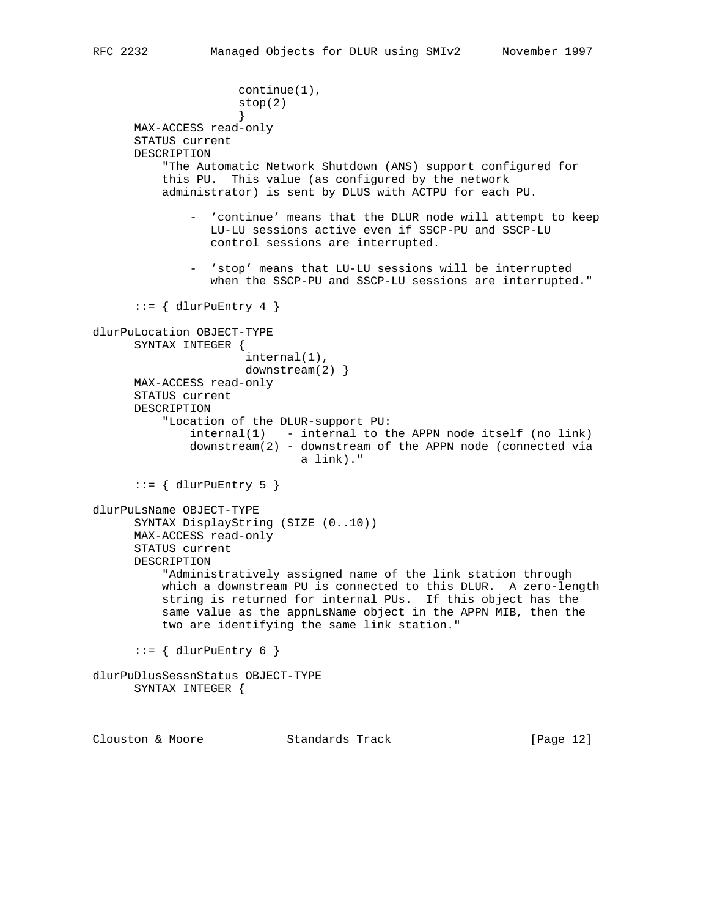```
                     continue(1),
                     stop(2)
                     }
      MAX-ACCESS read-only
      STATUS current
      DESCRIPTION
          "The Automatic Network Shutdown (ANS) support configured for
          this PU.  This value (as configured by the network
          administrator) is sent by DLUS with ACTPU for each PU.

              - 'continue' means that the DLUR node will attempt to keep
                LU-LU sessions active even if SSCP-PU and SSCP-LU
                control sessions are interrupted.

              - 'stop' means that LU-LU sessions will be interrupted
                when the SSCP-PU and SSCP-LU sessions are interrupted."

      ::= { dlurPuEntry 4 }

dlurPuLocation OBJECT-TYPE
      SYNTAX INTEGER {
                      internal(1),
                      downstream(2) }
      MAX-ACCESS read-only
      STATUS current
      DESCRIPTION
          "Location of the DLUR-support PU:
              internal(1)   - internal to the APPN node itself (no link)
              downstream(2) - downstream of the APPN node (connected via
                              a link)."

      ::= { dlurPuEntry 5 }

dlurPuLsName OBJECT-TYPE
      SYNTAX DisplayString (SIZE (0..10))
      MAX-ACCESS read-only
      STATUS current
      DESCRIPTION
          "Administratively assigned name of the link station through
          which a downstream PU is connected to this DLUR.  A zero-length
          string is returned for internal PUs.  If this object has the
          same value as the appnLsName object in the APPN MIB, then the
          two are identifying the same link station."

      ::= { dlurPuEntry 6 }

dlurPuDlusSessnStatus OBJECT-TYPE
      SYNTAX INTEGER {
```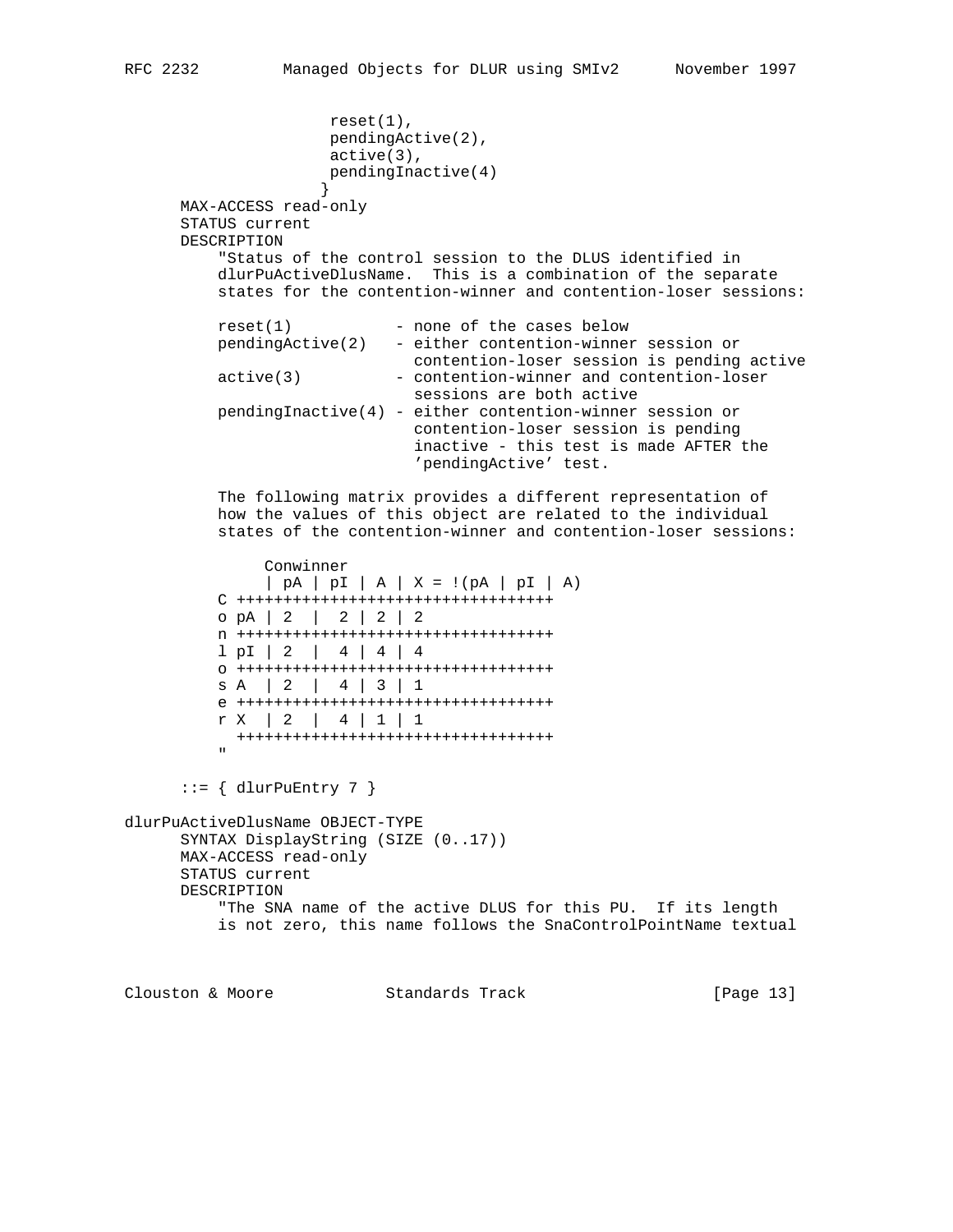```
                     reset(1),
                     pendingActive(2),
                     active(3),
                     pendingInactive(4)
                    }
      MAX-ACCESS read-only
      STATUS current
      DESCRIPTION
          "Status of the control session to the DLUS identified in
          dlurPuActiveDlusName.  This is a combination of the separate
          states for the contention-winner and contention-loser sessions:

          reset(1)           - none of the cases below
          pendingActive(2)   - either contention-winner session or
                               contention-loser session is pending active
          active(3)          - contention-winner and contention-loser
                               sessions are both active
          pendingInactive(4) - either contention-winner session or
                               contention-loser session is pending
                               inactive - this test is made AFTER the
                               'pendingActive' test.

          The following matrix provides a different representation of
          how the values of this object are related to the individual
          states of the contention-winner and contention-loser sessions:

               Conwinner
               | pA | pI | A | X = !(pA | pI | A)
          C ++++++++++++++++++++++++++++++++++
          o pA | 2  |  2 | 2 | 2
          n ++++++++++++++++++++++++++++++++++
          l pI | 2  |  4 | 4 | 4
          o ++++++++++++++++++++++++++++++++++
          s A  | 2  |  4 | 3 | 1
          e ++++++++++++++++++++++++++++++++++
          r X  | 2  |  4 | 1 | 1
            ++++++++++++++++++++++++++++++++++
          "

      ::= { dlurPuEntry 7 }

dlurPuActiveDlusName OBJECT-TYPE
      SYNTAX DisplayString (SIZE (0..17))
      MAX-ACCESS read-only
      STATUS current
      DESCRIPTION
          "The SNA name of the active DLUS for this PU.  If its length
          is not zero, this name follows the SnaControlPointName textual
```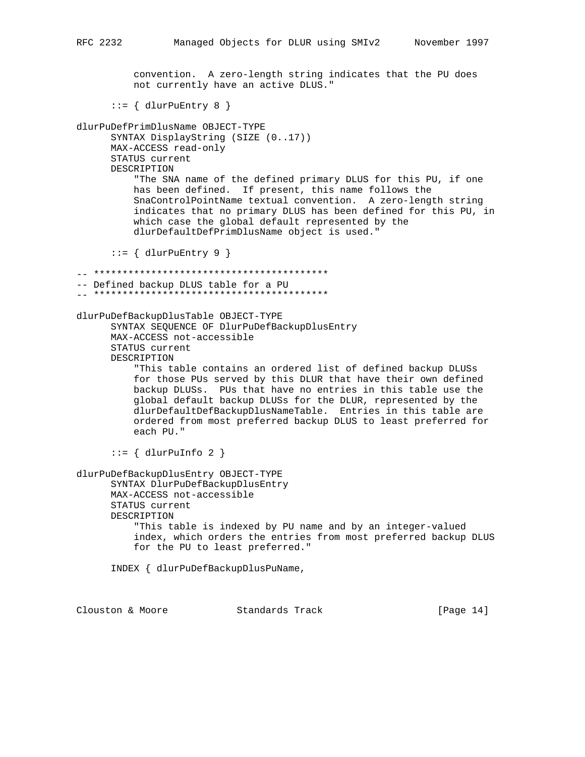```
          convention.  A zero-length string indicates that the PU does
          not currently have an active DLUS."

      ::= { dlurPuEntry 8 }

dlurPuDefPrimDlusName OBJECT-TYPE
      SYNTAX DisplayString (SIZE (0..17))
      MAX-ACCESS read-only
      STATUS current
      DESCRIPTION
          "The SNA name of the defined primary DLUS for this PU, if one
          has been defined.  If present, this name follows the
          SnaControlPointName textual convention.  A zero-length string
          indicates that no primary DLUS has been defined for this PU, in
          which case the global default represented by the
          dlurDefaultDefPrimDlusName object is used."

      ::= { dlurPuEntry 9 }

-- *****************************************
-- Defined backup DLUS table for a PU
-- *****************************************

dlurPuDefBackupDlusTable OBJECT-TYPE
      SYNTAX SEQUENCE OF DlurPuDefBackupDlusEntry
      MAX-ACCESS not-accessible
      STATUS current
      DESCRIPTION
          "This table contains an ordered list of defined backup DLUSs
          for those PUs served by this DLUR that have their own defined
          backup DLUSs.  PUs that have no entries in this table use the
          global default backup DLUSs for the DLUR, represented by the
          dlurDefaultDefBackupDlusNameTable.  Entries in this table are
          ordered from most preferred backup DLUS to least preferred for
          each PU."

      ::= { dlurPuInfo 2 }

dlurPuDefBackupDlusEntry OBJECT-TYPE
      SYNTAX DlurPuDefBackupDlusEntry
      MAX-ACCESS not-accessible
      STATUS current
      DESCRIPTION
          "This table is indexed by PU name and by an integer-valued
          index, which orders the entries from most preferred backup DLUS
          for the PU to least preferred."

      INDEX { dlurPuDefBackupDlusPuName,
```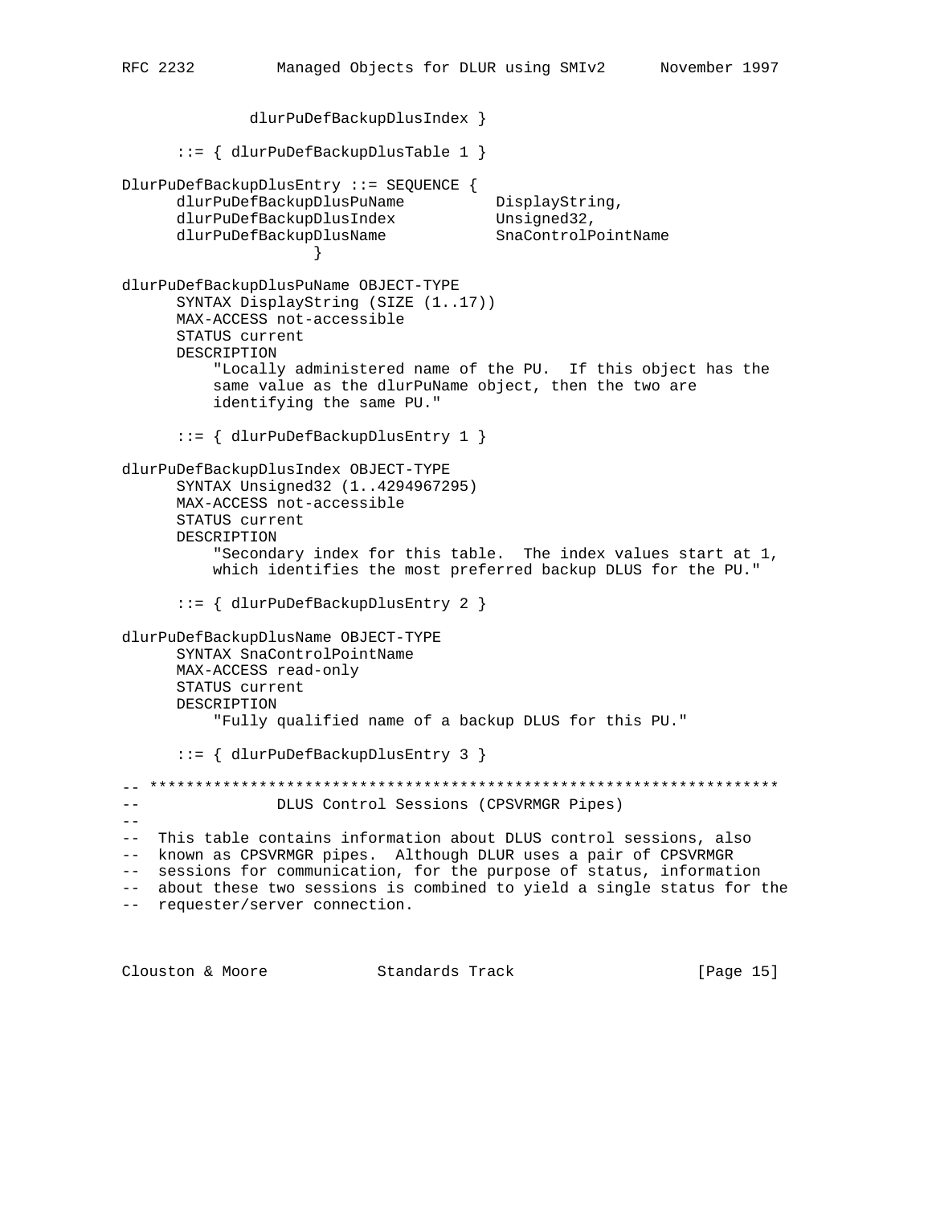```
              dlurPuDefBackupDlusIndex }

      ::= { dlurPuDefBackupDlusTable 1 }

DlurPuDefBackupDlusEntry ::= SEQUENCE {
      dlurPuDefBackupDlusPuName          DisplayString,
      dlurPuDefBackupDlusIndex           Unsigned32,
      dlurPuDefBackupDlusName            SnaControlPointName
                     }

dlurPuDefBackupDlusPuName OBJECT-TYPE
      SYNTAX DisplayString (SIZE (1..17))
      MAX-ACCESS not-accessible
      STATUS current
      DESCRIPTION
          "Locally administered name of the PU.  If this object has the
          same value as the dlurPuName object, then the two are
          identifying the same PU."

      ::= { dlurPuDefBackupDlusEntry 1 }

dlurPuDefBackupDlusIndex OBJECT-TYPE
      SYNTAX Unsigned32 (1..4294967295)
      MAX-ACCESS not-accessible
      STATUS current
      DESCRIPTION
          "Secondary index for this table.  The index values start at 1,
          which identifies the most preferred backup DLUS for the PU."

      ::= { dlurPuDefBackupDlusEntry 2 }

dlurPuDefBackupDlusName OBJECT-TYPE
      SYNTAX SnaControlPointName
      MAX-ACCESS read-only
      STATUS current
      DESCRIPTION
          "Fully qualified name of a backup DLUS for this PU."

      ::= { dlurPuDefBackupDlusEntry 3 }

-- *********************************************************************
--               DLUS Control Sessions (CPSVRMGR Pipes)
--
--  This table contains information about DLUS control sessions, also
--  known as CPSVRMGR pipes.  Although DLUR uses a pair of CPSVRMGR
--  sessions for communication, for the purpose of status, information
--  about these two sessions is combined to yield a single status for the
--  requester/server connection.
```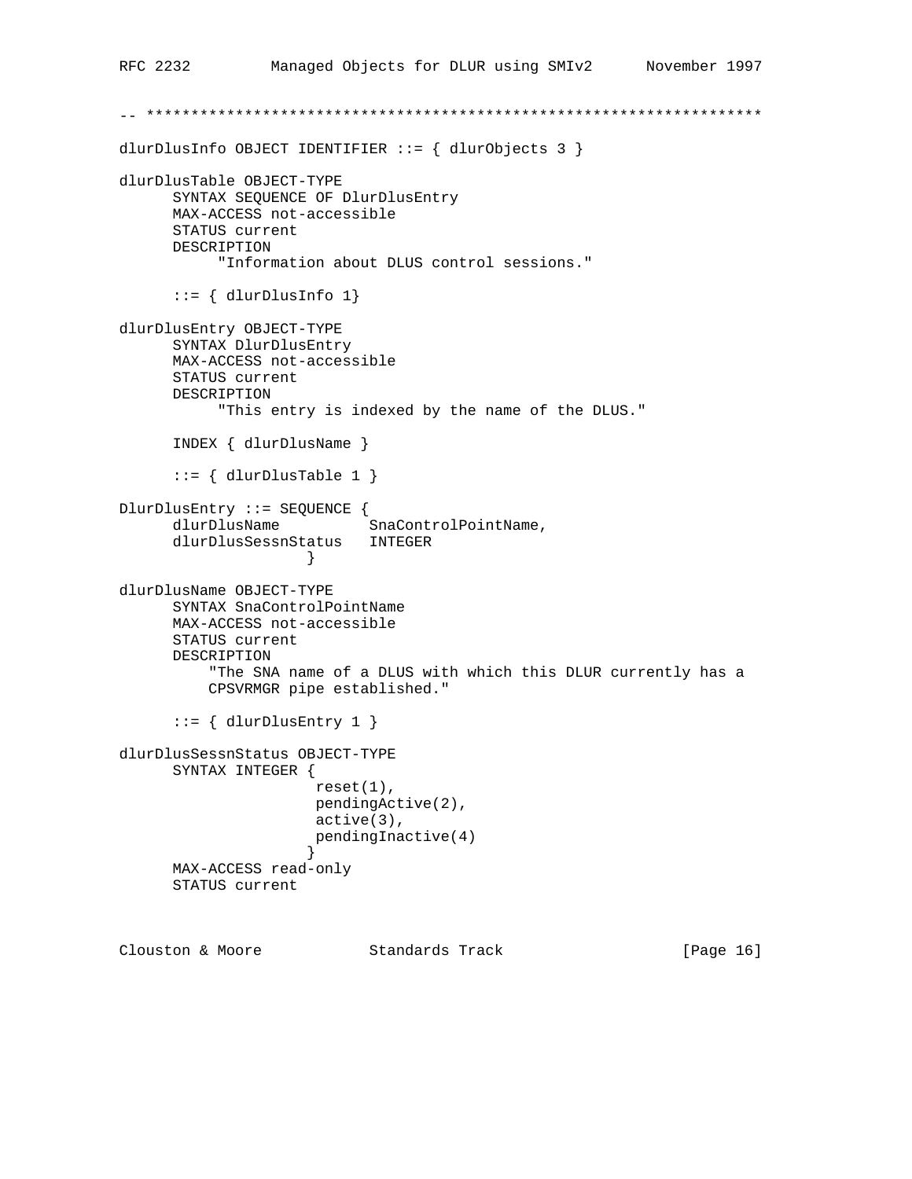```
-- *********************************************************************

dlurDlusInfo OBJECT IDENTIFIER ::= { dlurObjects 3 }

dlurDlusTable OBJECT-TYPE
      SYNTAX SEQUENCE OF DlurDlusEntry
      MAX-ACCESS not-accessible
      STATUS current
      DESCRIPTION
           "Information about DLUS control sessions."

      ::= { dlurDlusInfo 1}

dlurDlusEntry OBJECT-TYPE
      SYNTAX DlurDlusEntry
      MAX-ACCESS not-accessible
      STATUS current
      DESCRIPTION
           "This entry is indexed by the name of the DLUS."

      INDEX { dlurDlusName }

      ::= { dlurDlusTable 1 }

DlurDlusEntry ::= SEQUENCE {
      dlurDlusName          SnaControlPointName,
      dlurDlusSessnStatus   INTEGER
                    }

dlurDlusName OBJECT-TYPE
      SYNTAX SnaControlPointName
      MAX-ACCESS not-accessible
      STATUS current
      DESCRIPTION
          "The SNA name of a DLUS with which this DLUR currently has a
          CPSVRMGR pipe established."

      ::= { dlurDlusEntry 1 }

dlurDlusSessnStatus OBJECT-TYPE
      SYNTAX INTEGER {
                      reset(1),
                      pendingActive(2),
                      active(3),
                      pendingInactive(4)
                     }
      MAX-ACCESS read-only
      STATUS current
```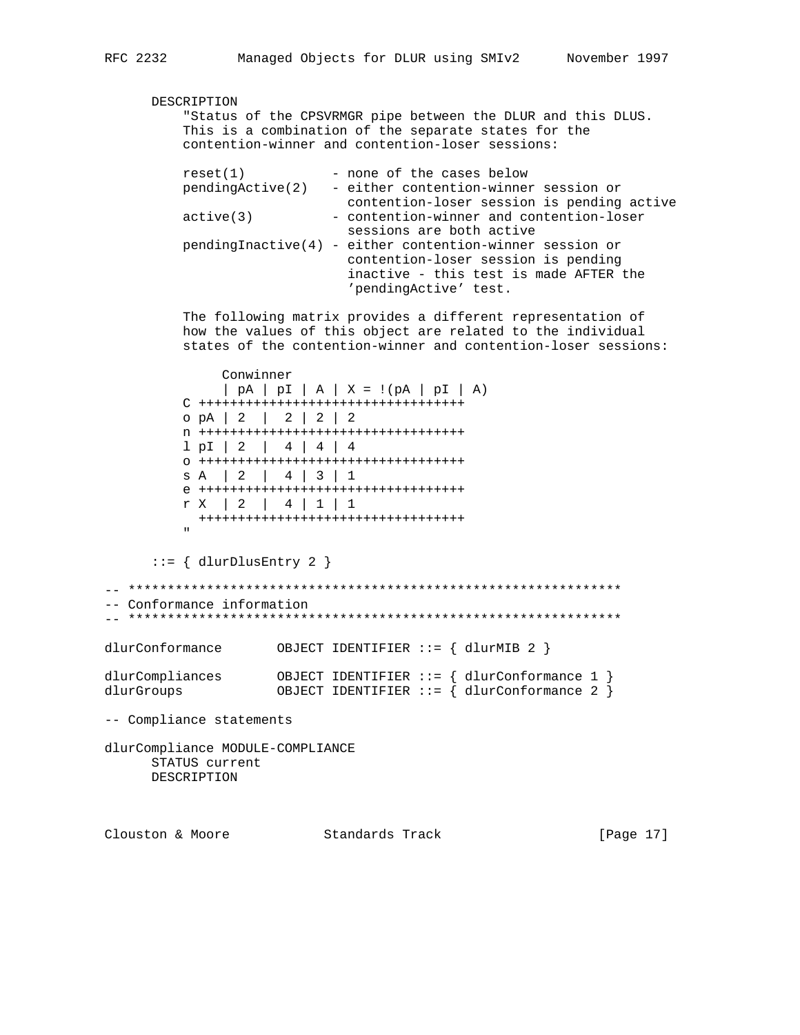```
      DESCRIPTION
          "Status of the CPSVRMGR pipe between the DLUR and this DLUS.
          This is a combination of the separate states for the
          contention-winner and contention-loser sessions:

          reset(1)           - none of the cases below
          pendingActive(2)   - either contention-winner session or
                                 contention-loser session is pending active
          active(3)          - contention-winner and contention-loser
                                 sessions are both active
          pendingInactive(4) - either contention-winner session or
                                 contention-loser session is pending
                                 inactive - this test is made AFTER the
                                 'pendingActive' test.

          The following matrix provides a different representation of
          how the values of this object are related to the individual
          states of the contention-winner and contention-loser sessions:

               Conwinner
               | pA | pI | A | X = !(pA | pI | A)
          C ++++++++++++++++++++++++++++++++++
          o pA | 2  |  2 | 2 | 2
          n ++++++++++++++++++++++++++++++++++
          l pI | 2  |  4 | 4 | 4
          o ++++++++++++++++++++++++++++++++++
          s A  | 2  |  4 | 3 | 1
          e ++++++++++++++++++++++++++++++++++
          r X  | 2  |  4 | 1 | 1
            ++++++++++++++++++++++++++++++++++
          "

      ::= { dlurDlusEntry 2 }

-- ***************************************************************
-- Conformance information
-- ***************************************************************

dlurConformance       OBJECT IDENTIFIER ::= { dlurMIB 2 }

dlurCompliances       OBJECT IDENTIFIER ::= { dlurConformance 1 }
dlurGroups            OBJECT IDENTIFIER ::= { dlurConformance 2 }

-- Compliance statements

dlurCompliance MODULE-COMPLIANCE
      STATUS current
      DESCRIPTION
```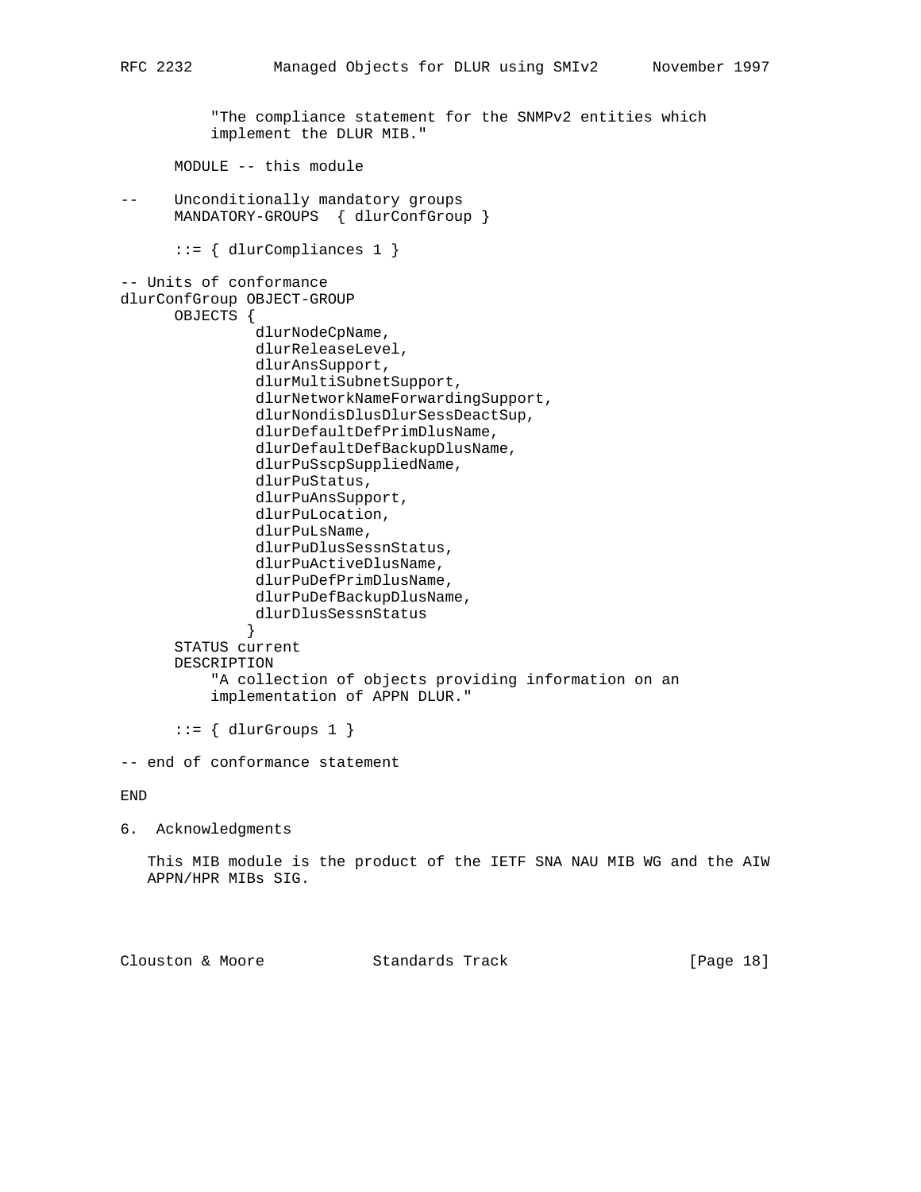```
          "The compliance statement for the SNMPv2 entities which
          implement the DLUR MIB."

      MODULE -- this module

--    Unconditionally mandatory groups
      MANDATORY-GROUPS  { dlurConfGroup }

      ::= { dlurCompliances 1 }

-- Units of conformance
dlurConfGroup OBJECT-GROUP
      OBJECTS {
               dlurNodeCpName,
               dlurReleaseLevel,
               dlurAnsSupport,
               dlurMultiSubnetSupport,
               dlurNetworkNameForwardingSupport,
               dlurNondisDlusDlurSessDeactSup,
               dlurDefaultDefPrimDlusName,
               dlurDefaultDefBackupDlusName,
               dlurPuSscpSuppliedName,
               dlurPuStatus,
               dlurPuAnsSupport,
               dlurPuLocation,
               dlurPuLsName,
               dlurPuDlusSessnStatus,
               dlurPuActiveDlusName,
               dlurPuDefPrimDlusName,
               dlurPuDefBackupDlusName,
               dlurDlusSessnStatus
              }
      STATUS current
      DESCRIPTION
          "A collection of objects providing information on an
          implementation of APPN DLUR."

      ::= { dlurGroups 1 }

-- end of conformance statement

END
```

## 6. Acknowledgments

This MIB module is the product of the IETF SNA NAU MIB WG and the AIW APPN/HPR MIBs SIG.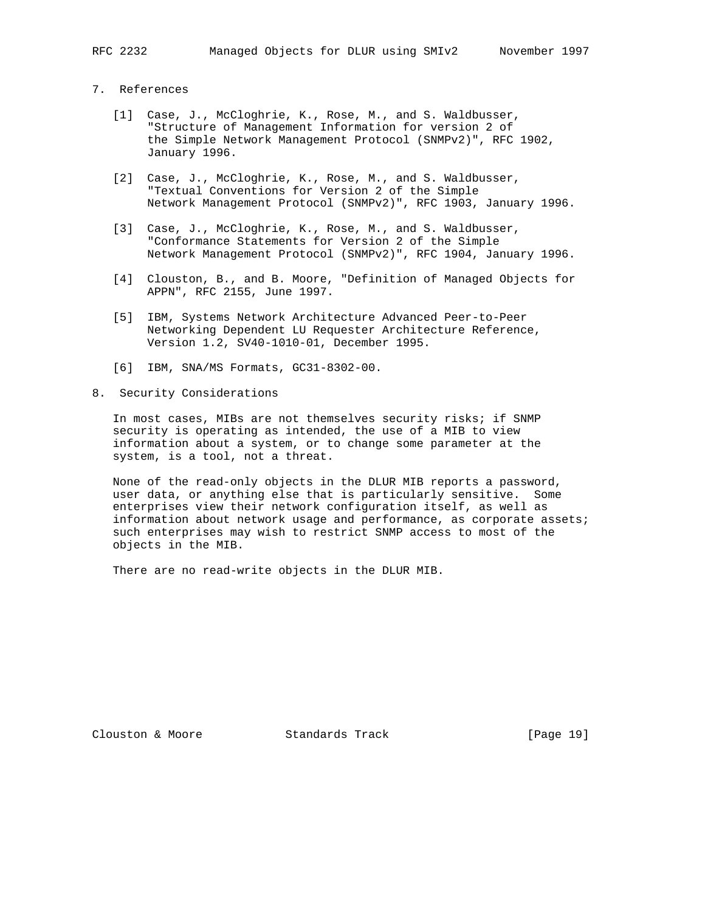## 7. References

[1] Case, J., McCloghrie, K., Rose, M., and S. Waldbusser, "Structure of Management Information for version 2 of the Simple Network Management Protocol (SNMPv2)", RFC 1902, January 1996.

[2] Case, J., McCloghrie, K., Rose, M., and S. Waldbusser, "Textual Conventions for Version 2 of the Simple Network Management Protocol (SNMPv2)", RFC 1903, January 1996.

[3] Case, J., McCloghrie, K., Rose, M., and S. Waldbusser, "Conformance Statements for Version 2 of the Simple Network Management Protocol (SNMPv2)", RFC 1904, January 1996.

[4] Clouston, B., and B. Moore, "Definition of Managed Objects for APPN", RFC 2155, June 1997.

[5] IBM, Systems Network Architecture Advanced Peer-to-Peer Networking Dependent LU Requester Architecture Reference, Version 1.2, SV40-1010-01, December 1995.

[6] IBM, SNA/MS Formats, GC31-8302-00.

## 8. Security Considerations

In most cases, MIBs are not themselves security risks; if SNMP security is operating as intended, the use of a MIB to view information about a system, or to change some parameter at the system, is a tool, not a threat.

None of the read-only objects in the DLUR MIB reports a password, user data, or anything else that is particularly sensitive. Some enterprises view their network configuration itself, as well as information about network usage and performance, as corporate assets; such enterprises may wish to restrict SNMP access to most of the objects in the MIB.

There are no read-write objects in the DLUR MIB.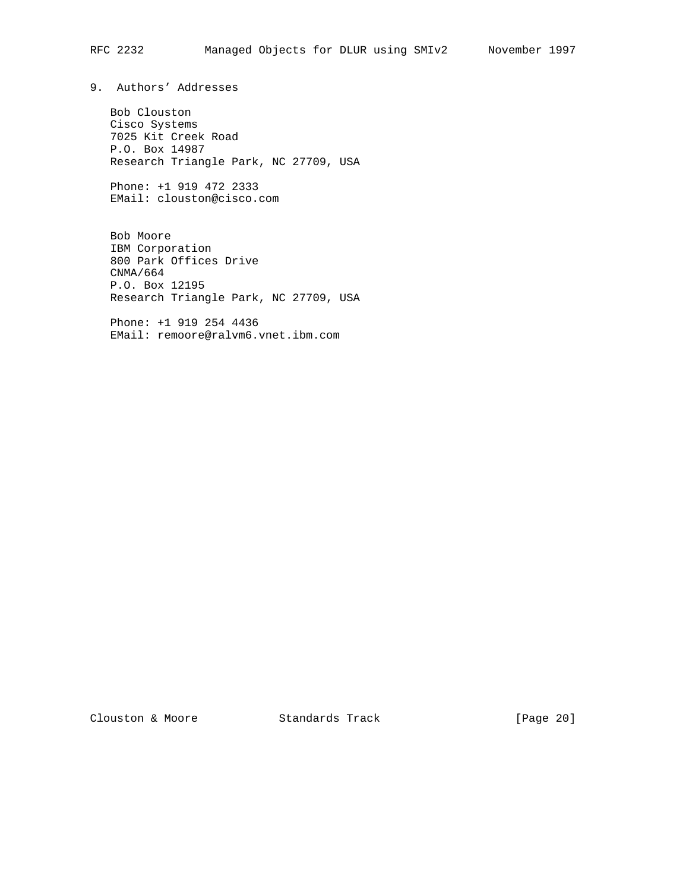## 9. Authors' Addresses

Bob Clouston
Cisco Systems
7025 Kit Creek Road
P.O. Box 14987
Research Triangle Park, NC 27709, USA

Phone: +1 919 472 2333
EMail: clouston@cisco.com

Bob Moore
IBM Corporation
800 Park Offices Drive
CNMA/664
P.O. Box 12195
Research Triangle Park, NC 27709, USA

Phone: +1 919 254 4436
EMail: remoore@ralvm6.vnet.ibm.com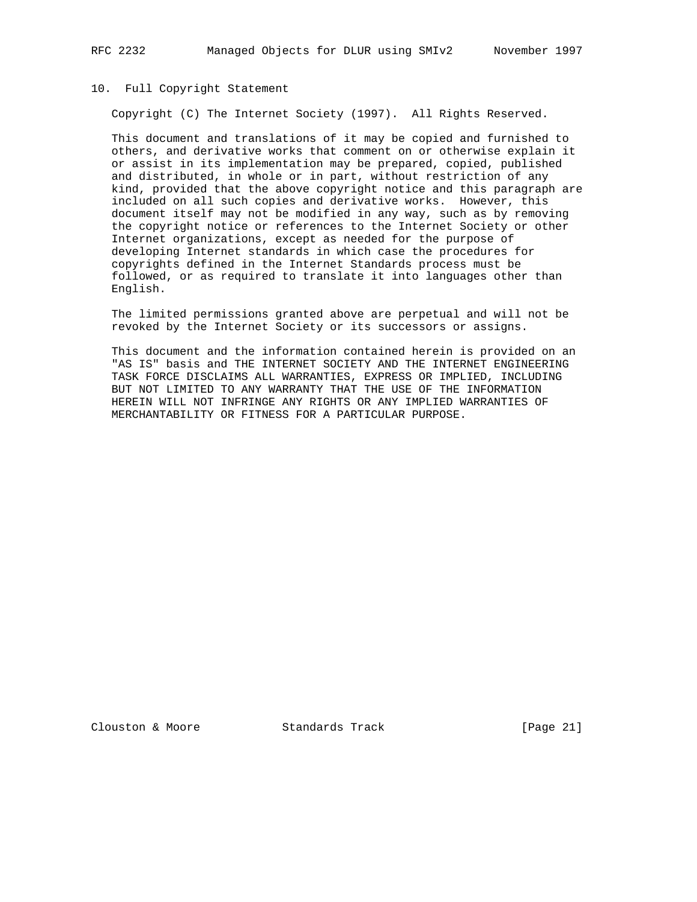## 10. Full Copyright Statement

Copyright (C) The Internet Society (1997). All Rights Reserved.

This document and translations of it may be copied and furnished to others, and derivative works that comment on or otherwise explain it or assist in its implementation may be prepared, copied, published and distributed, in whole or in part, without restriction of any kind, provided that the above copyright notice and this paragraph are included on all such copies and derivative works. However, this document itself may not be modified in any way, such as by removing the copyright notice or references to the Internet Society or other Internet organizations, except as needed for the purpose of developing Internet standards in which case the procedures for copyrights defined in the Internet Standards process must be followed, or as required to translate it into languages other than English.

The limited permissions granted above are perpetual and will not be revoked by the Internet Society or its successors or assigns.

This document and the information contained herein is provided on an "AS IS" basis and THE INTERNET SOCIETY AND THE INTERNET ENGINEERING TASK FORCE DISCLAIMS ALL WARRANTIES, EXPRESS OR IMPLIED, INCLUDING BUT NOT LIMITED TO ANY WARRANTY THAT THE USE OF THE INFORMATION HEREIN WILL NOT INFRINGE ANY RIGHTS OR ANY IMPLIED WARRANTIES OF MERCHANTABILITY OR FITNESS FOR A PARTICULAR PURPOSE.